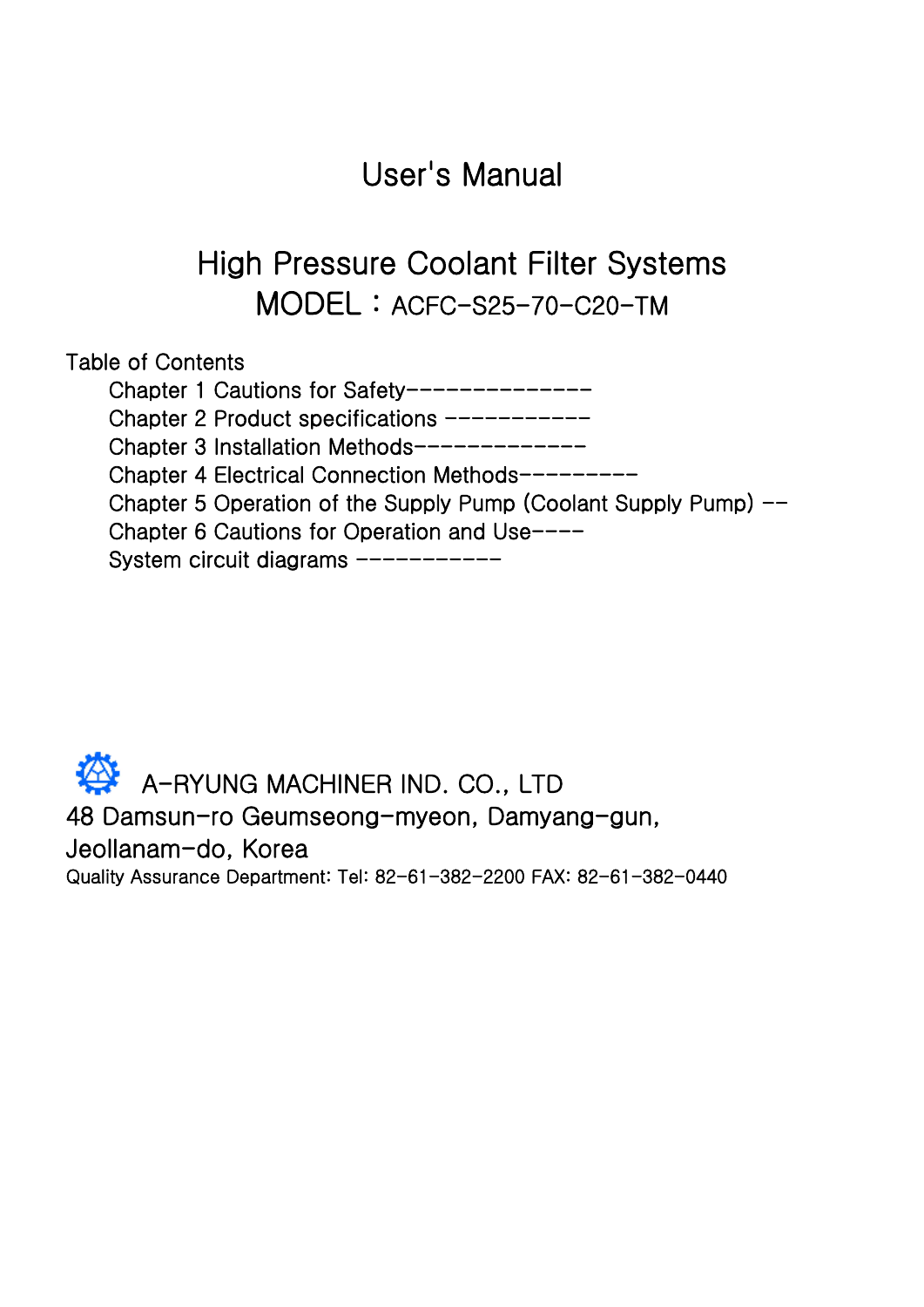# User's Manual

## High Pressure Coolant Filter Systems

## MODEL : ACFC-S25-70-C20-TM

Table of Contents

- Chapter 1 Cautions for Safety--------------
- Chapter 2 Product specifications -----------
- Chapter 3 Installation Methods-------------
- Chapter 4 Electrical Connection Methods---------
- Chapter 5 Operation of the Supply Pump (Coolant Supply Pump) --
- Chapter 6 Cautions for Operation and Use----
- System circuit diagrams -----------

A-RYUNG MACHINER IND. CO., LTD

48 Damsun-ro Geumseong-myeon, Damyang-gun,
Jeollanam-do, Korea

Quality Assurance Department: Tel: 82-61-382-2200 FAX: 82-61-382-0440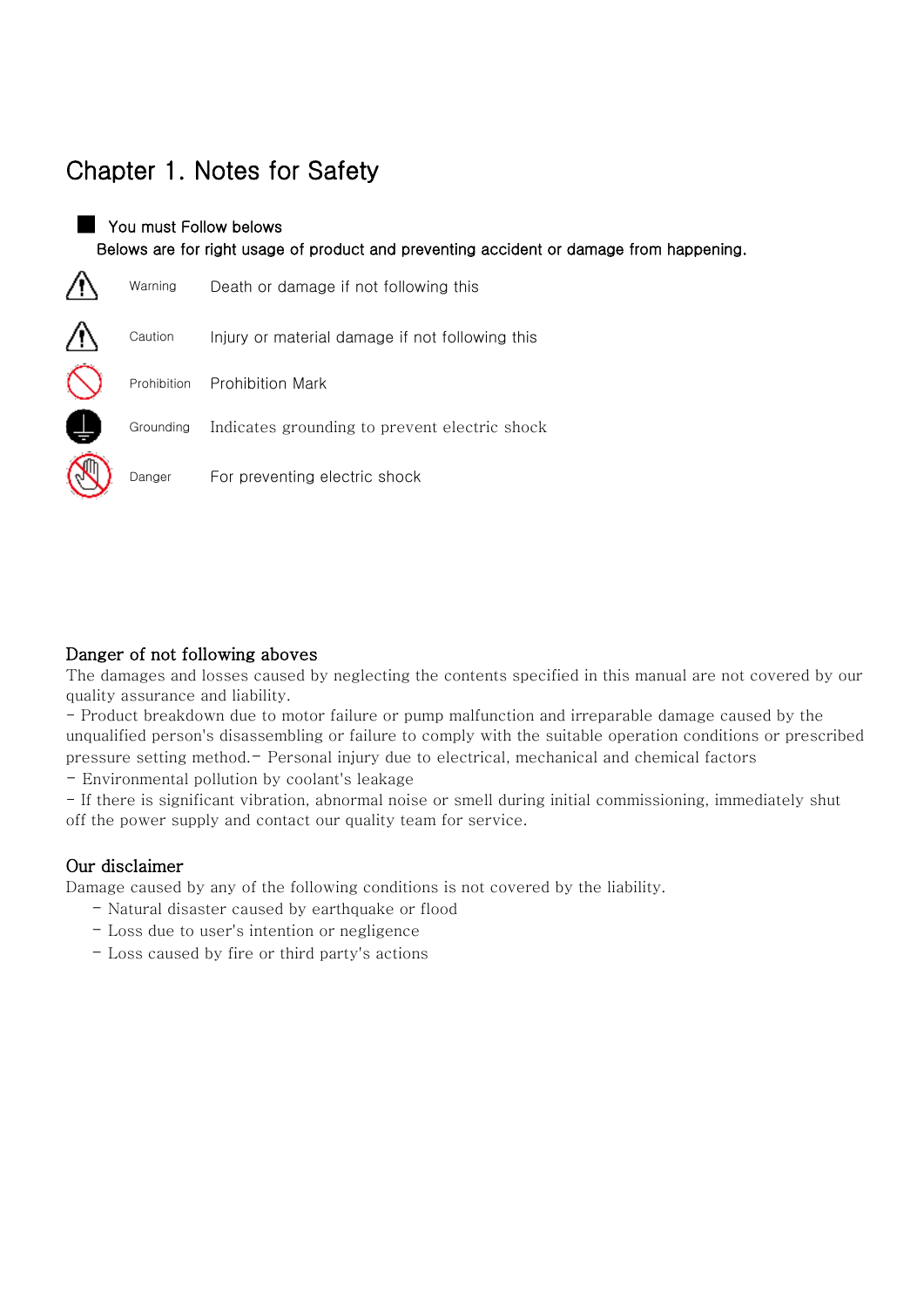# Chapter 1. Notes for Safety

■ You must Follow belows

Belows are for right usage of product and preventing accident or damage from happening.

| | | |
|---|---|---|
| ⚠ | Warning | Death or damage if not following this |
| ⚠ | Caution | Injury or material damage if not following this |
| 🚫 | Prohibition | Prohibition Mark |
| ⏚ | Grounding | Indicates grounding to prevent electric shock |
| ✋ | Danger | For preventing electric shock |

### Danger of not following aboves

The damages and losses caused by neglecting the contents specified in this manual are not covered by our quality assurance and liability.

- Product breakdown due to motor failure or pump malfunction and irreparable damage caused by the unqualified person's disassembling or failure to comply with the suitable operation conditions or prescribed pressure setting method.- Personal injury due to electrical, mechanical and chemical factors
- Environmental pollution by coolant's leakage
- If there is significant vibration, abnormal noise or smell during initial commissioning, immediately shut off the power supply and contact our quality team for service.

### Our disclaimer

Damage caused by any of the following conditions is not covered by the liability.

- Natural disaster caused by earthquake or flood
- Loss due to user's intention or negligence
- Loss caused by fire or third party's actions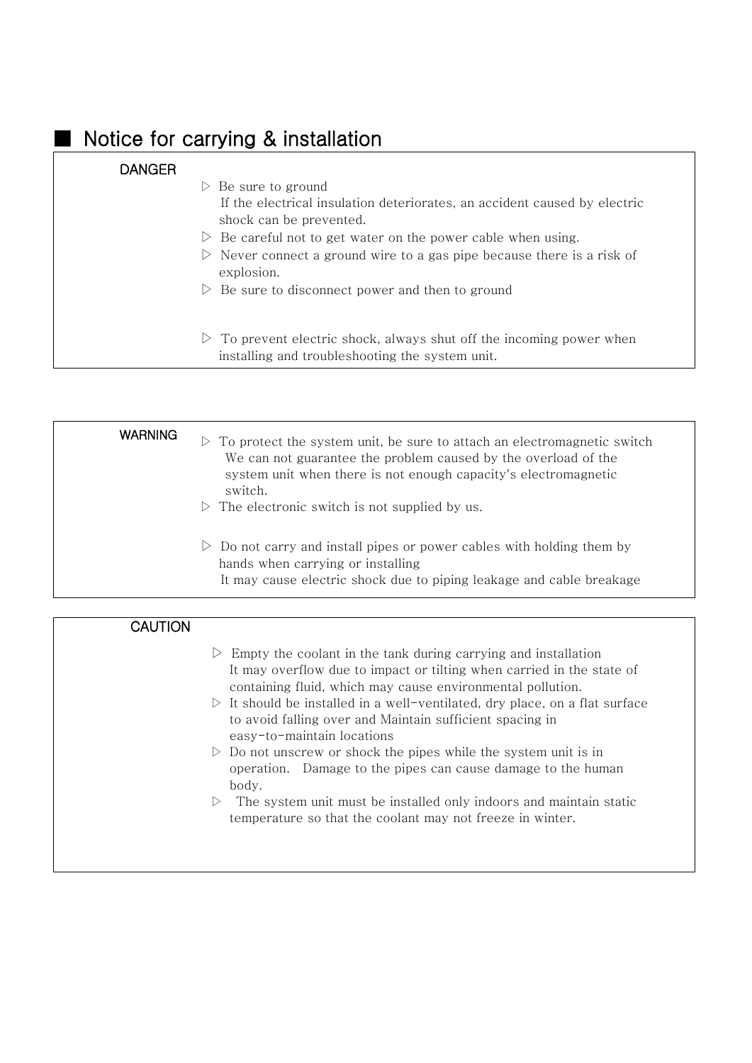## ■ Notice for carrying & installation

**DANGER**

▷ Be sure to ground
If the electrical insulation deteriorates, an accident caused by electric shock can be prevented.

▷ Be careful not to get water on the power cable when using.

▷ Never connect a ground wire to a gas pipe because there is a risk of explosion.

▷ Be sure to disconnect power and then to ground

▷ To prevent electric shock, always shut off the incoming power when installing and troubleshooting the system unit.

**WARNING**

▷ To protect the system unit, be sure to attach an electromagnetic switch
We can not guarantee the problem caused by the overload of the system unit when there is not enough capacity's electromagnetic switch.

▷ The electronic switch is not supplied by us.

▷ Do not carry and install pipes or power cables with holding them by hands when carrying or installing
It may cause electric shock due to piping leakage and cable breakage

**CAUTION**

▷ Empty the coolant in the tank during carrying and installation
It may overflow due to impact or tilting when carried in the state of containing fluid, which may cause environmental pollution.

▷ It should be installed in a well-ventilated, dry place, on a flat surface to avoid falling over and Maintain sufficient spacing in easy-to-maintain locations

▷ Do not unscrew or shock the pipes while the system unit is in operation. Damage to the pipes can cause damage to the human body.

▷ The system unit must be installed only indoors and maintain static temperature so that the coolant may not freeze in winter.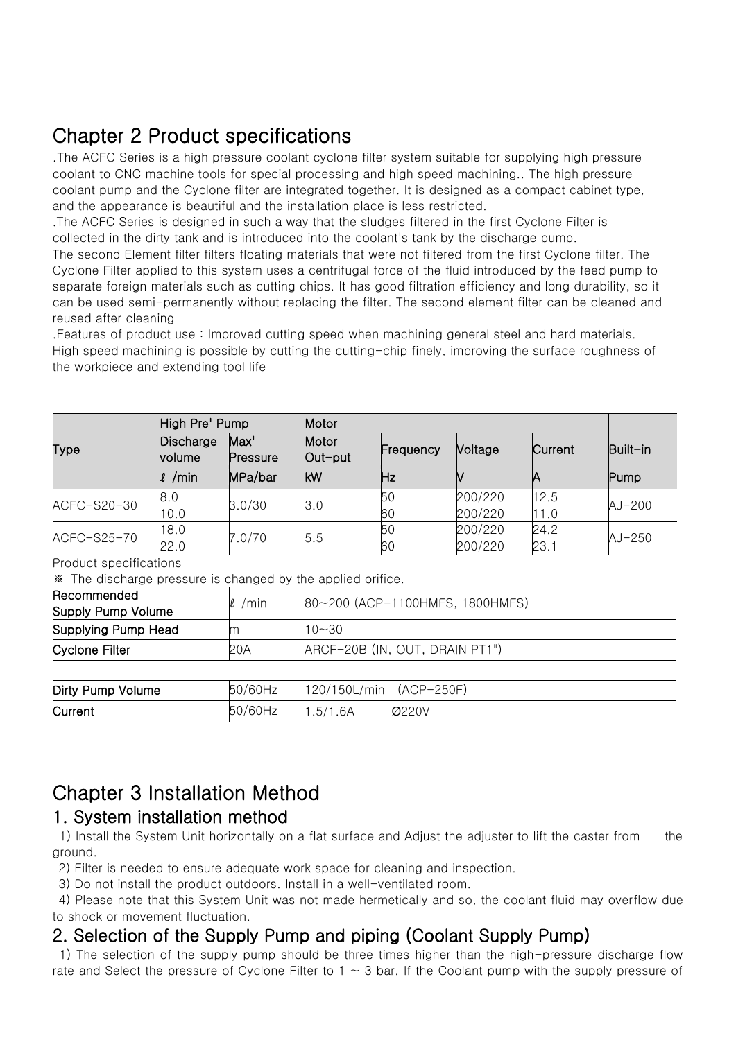# Chapter 2 Product specifications

.The ACFC Series is a high pressure coolant cyclone filter system suitable for supplying high pressure coolant to CNC machine tools for special processing and high speed machining.. The high pressure coolant pump and the Cyclone filter are integrated together. It is designed as a compact cabinet type, and the appearance is beautiful and the installation place is less restricted.

.The ACFC Series is designed in such a way that the sludges filtered in the first Cyclone Filter is collected in the dirty tank and is introduced into the coolant's tank by the discharge pump.
The second Element filter filters floating materials that were not filtered from the first Cyclone filter. The Cyclone Filter applied to this system uses a centrifugal force of the fluid introduced by the feed pump to separate foreign materials such as cutting chips. It has good filtration efficiency and long durability, so it can be used semi-permanently without replacing the filter. The second element filter can be cleaned and reused after cleaning

.Features of product use : Improved cutting speed when machining general steel and hard materials. High speed machining is possible by cutting the cutting-chip finely, improving the surface roughness of the workpiece and extending tool life

| Type | High Pre' Pump | | Motor | | | | Built-in |
|---|---|---|---|---|---|---|---|
| | Discharge volume | Max' Pressure | Motor Out-put | Frequency | Voltage | Current | |
| | ℓ /min | MPa/bar | kW | Hz | V | A | Pump |
| ACFC-S20-30 | 8.0<br>10.0 | 3.0/30 | 3.0 | 50<br>60 | 200/220<br>200/220 | 12.5<br>11.0 | AJ-200 |
| ACFC-S25-70 | 18.0<br>22.0 | 7.0/70 | 5.5 | 50<br>60 | 200/220<br>200/220 | 24.2<br>23.1 | AJ-250 |

Product specifications
※ The discharge pressure is changed by the applied orifice.

| | | |
|---|---|---|
| **Recommended Supply Pump Volume** | ℓ /min | 80~200 (ACP-1100HMFS, 1800HMFS) |
| **Supplying Pump Head** | m | 10~30 |
| **Cyclone Filter** | 20A | ARCF-20B (IN, OUT, DRAIN PT1") |

| | | |
|---|---|---|
| **Dirty Pump Volume** | 50/60Hz | 120/150L/min (ACP-250F) |
| **Current** | 50/60Hz | 1.5/1.6A Ø220V |

# Chapter 3 Installation Method

## 1. System installation method

1) Install the System Unit horizontally on a flat surface and Adjust the adjuster to lift the caster from the ground.
2) Filter is needed to ensure adequate work space for cleaning and inspection.
3) Do not install the product outdoors. Install in a well-ventilated room.
4) Please note that this System Unit was not made hermetically and so, the coolant fluid may overflow due to shock or movement fluctuation.

## 2. Selection of the Supply Pump and piping (Coolant Supply Pump)

1) The selection of the supply pump should be three times higher than the high-pressure discharge flow rate and Select the pressure of Cyclone Filter to 1 ~ 3 bar. If the Coolant pump with the supply pressure of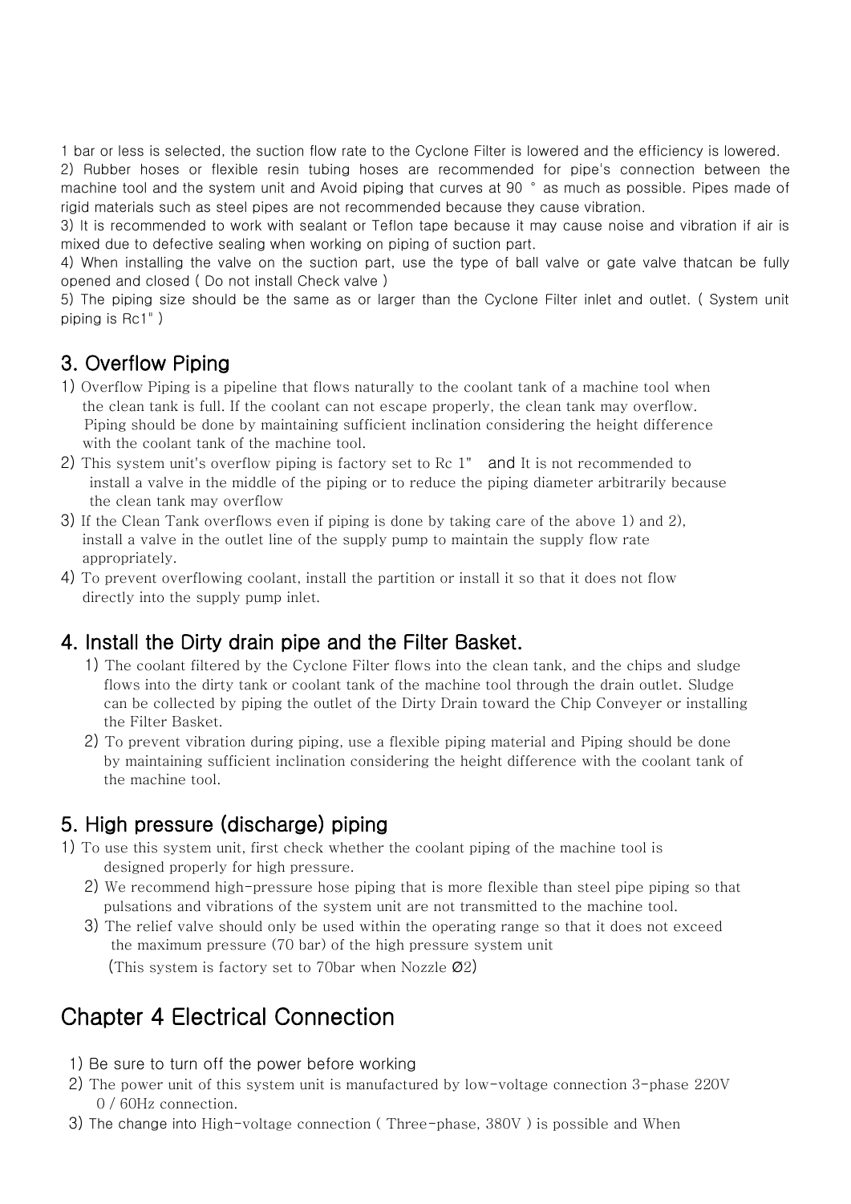1 bar or less is selected, the suction flow rate to the Cyclone Filter is lowered and the efficiency is lowered.

2) Rubber hoses or flexible resin tubing hoses are recommended for pipe's connection between the machine tool and the system unit and Avoid piping that curves at 90 ° as much as possible. Pipes made of rigid materials such as steel pipes are not recommended because they cause vibration.

3) It is recommended to work with sealant or Teflon tape because it may cause noise and vibration if air is mixed due to defective sealing when working on piping of suction part.

4) When installing the valve on the suction part, use the type of ball valve or gate valve thatcan be fully opened and closed ( Do not install Check valve )

5) The piping size should be the same as or larger than the Cyclone Filter inlet and outlet. ( System unit piping is Rc1" )

## 3. Overflow Piping

1) Overflow Piping is a pipeline that flows naturally to the coolant tank of a machine tool when the clean tank is full. If the coolant can not escape properly, the clean tank may overflow. Piping should be done by maintaining sufficient inclination considering the height difference with the coolant tank of the machine tool.

2) This system unit's overflow piping is factory set to Rc 1" and It is not recommended to install a valve in the middle of the piping or to reduce the piping diameter arbitrarily because the clean tank may overflow

3) If the Clean Tank overflows even if piping is done by taking care of the above 1) and 2), install a valve in the outlet line of the supply pump to maintain the supply flow rate appropriately.

4) To prevent overflowing coolant, install the partition or install it so that it does not flow directly into the supply pump inlet.

## 4. Install the Dirty drain pipe and the Filter Basket.

1) The coolant filtered by the Cyclone Filter flows into the clean tank, and the chips and sludge flows into the dirty tank or coolant tank of the machine tool through the drain outlet. Sludge can be collected by piping the outlet of the Dirty Drain toward the Chip Conveyer or installing the Filter Basket.

2) To prevent vibration during piping, use a flexible piping material and Piping should be done by maintaining sufficient inclination considering the height difference with the coolant tank of the machine tool.

## 5. High pressure (discharge) piping

1) To use this system unit, first check whether the coolant piping of the machine tool is designed properly for high pressure.

2) We recommend high-pressure hose piping that is more flexible than steel pipe piping so that pulsations and vibrations of the system unit are not transmitted to the machine tool.

3) The relief valve should only be used within the operating range so that it does not exceed the maximum pressure (70 bar) of the high pressure system unit
(This system is factory set to 70bar when Nozzle Ø2)

# Chapter 4 Electrical Connection

1) Be sure to turn off the power before working

2) The power unit of this system unit is manufactured by low-voltage connection 3-phase 220V 0 / 60Hz connection.

3) The change into High-voltage connection ( Three-phase, 380V ) is possible and When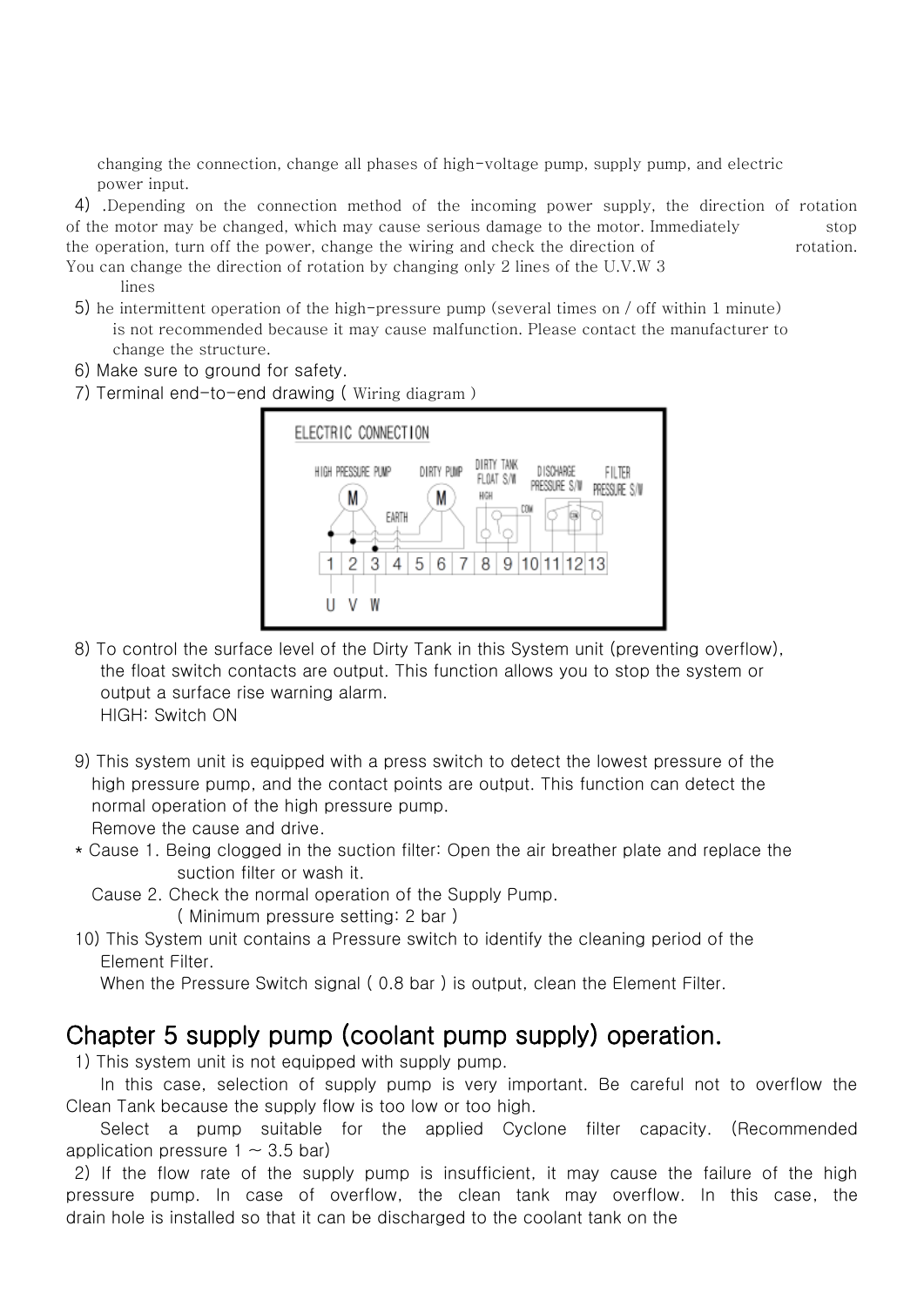changing the connection, change all phases of high-voltage pump, supply pump, and electric power input.

4) .Depending on the connection method of the incoming power supply, the direction of rotation of the motor may be changed, which may cause serious damage to the motor. Immediately stop the operation, turn off the power, change the wiring and check the direction of rotation. You can change the direction of rotation by changing only 2 lines of the U.V.W 3 lines

5) he intermittent operation of the high-pressure pump (several times on / off within 1 minute) is not recommended because it may cause malfunction. Please contact the manufacturer to change the structure.

6) Make sure to ground for safety.

7) Terminal end-to-end drawing ( Wiring diagram )

ELECTRIC CONNECTION

HIGH PRESSURE PUMP / DIRTY PUMP / DIRTY TANK FLOAT S/W / DISCHARGE PRESSURE S/W / FILTER PRESSURE S/W

EARTH / HIGH / COM / ON

1 2 3 4 5 6 7 8 9 10 11 12 13

U V W

8) To control the surface level of the Dirty Tank in this System unit (preventing overflow), the float switch contacts are output. This function allows you to stop the system or output a surface rise warning alarm.
HIGH: Switch ON

9) This system unit is equipped with a press switch to detect the lowest pressure of the high pressure pump, and the contact points are output. This function can detect the normal operation of the high pressure pump.
Remove the cause and drive.

* Cause 1. Being clogged in the suction filter: Open the air breather plate and replace the suction filter or wash it.
  Cause 2. Check the normal operation of the Supply Pump.
  ( Minimum pressure setting: 2 bar )

10) This System unit contains a Pressure switch to identify the cleaning period of the Element Filter.
When the Pressure Switch signal ( 0.8 bar ) is output, clean the Element Filter.

## Chapter 5 supply pump (coolant pump supply) operation.

1) This system unit is not equipped with supply pump.
In this case, selection of supply pump is very important. Be careful not to overflow the Clean Tank because the supply flow is too low or too high.
Select a pump suitable for the applied Cyclone filter capacity. (Recommended application pressure 1 ~ 3.5 bar)

2) If the flow rate of the supply pump is insufficient, it may cause the failure of the high pressure pump. In case of overflow, the clean tank may overflow. In this case, the drain hole is installed so that it can be discharged to the coolant tank on the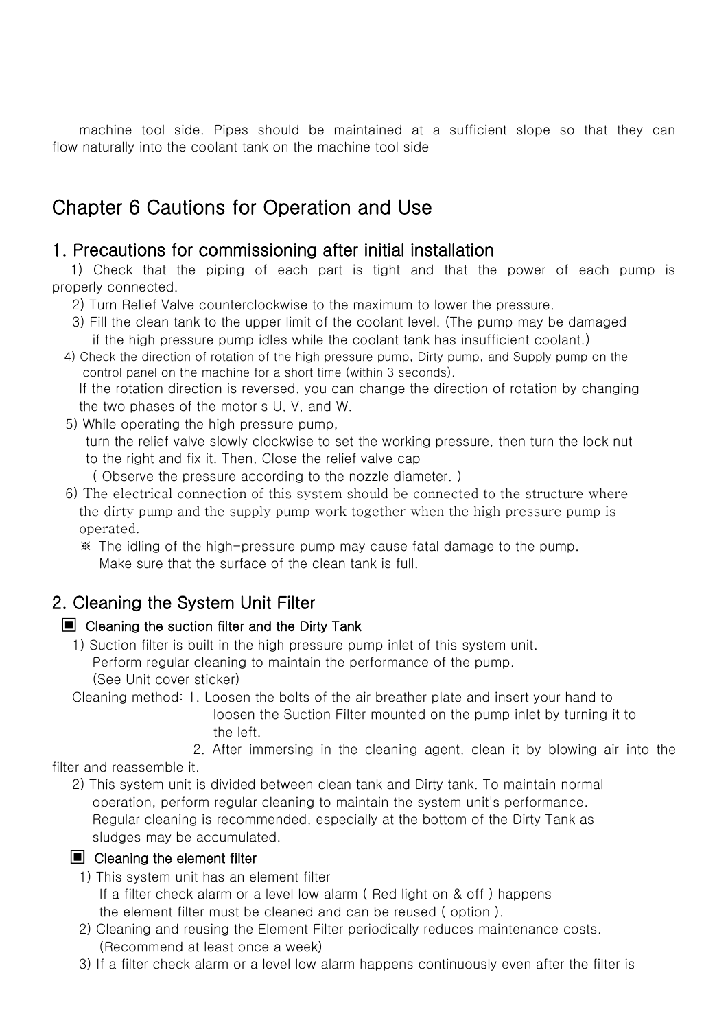machine tool side. Pipes should be maintained at a sufficient slope so that they can flow naturally into the coolant tank on the machine tool side

# Chapter 6 Cautions for Operation and Use

## 1. Precautions for commissioning after initial installation

1) Check that the piping of each part is tight and that the power of each pump is properly connected.

2) Turn Relief Valve counterclockwise to the maximum to lower the pressure.

3) Fill the clean tank to the upper limit of the coolant level. (The pump may be damaged if the high pressure pump idles while the coolant tank has insufficient coolant.)

4) Check the direction of rotation of the high pressure pump, Dirty pump, and Supply pump on the control panel on the machine for a short time (within 3 seconds).
If the rotation direction is reversed, you can change the direction of rotation by changing the two phases of the motor's U, V, and W.

5) While operating the high pressure pump,
turn the relief valve slowly clockwise to set the working pressure, then turn the lock nut to the right and fix it. Then, Close the relief valve cap
( Observe the pressure according to the nozzle diameter. )

6) The electrical connection of this system should be connected to the structure where the dirty pump and the supply pump work together when the high pressure pump is operated.
※ The idling of the high-pressure pump may cause fatal damage to the pump.
Make sure that the surface of the clean tank is full.

## 2. Cleaning the System Unit Filter

### ▣ Cleaning the suction filter and the Dirty Tank

1) Suction filter is built in the high pressure pump inlet of this system unit.
Perform regular cleaning to maintain the performance of the pump.
(See Unit cover sticker)

Cleaning method: 1. Loosen the bolts of the air breather plate and insert your hand to loosen the Suction Filter mounted on the pump inlet by turning it to the left.
2. After immersing in the cleaning agent, clean it by blowing air into the filter and reassemble it.

2) This system unit is divided between clean tank and Dirty tank. To maintain normal operation, perform regular cleaning to maintain the system unit's performance.
Regular cleaning is recommended, especially at the bottom of the Dirty Tank as sludges may be accumulated.

### ▣ Cleaning the element filter

1) This system unit has an element filter
If a filter check alarm or a level low alarm ( Red light on & off ) happens the element filter must be cleaned and can be reused ( option ).

2) Cleaning and reusing the Element Filter periodically reduces maintenance costs.
(Recommend at least once a week)

3) If a filter check alarm or a level low alarm happens continuously even after the filter is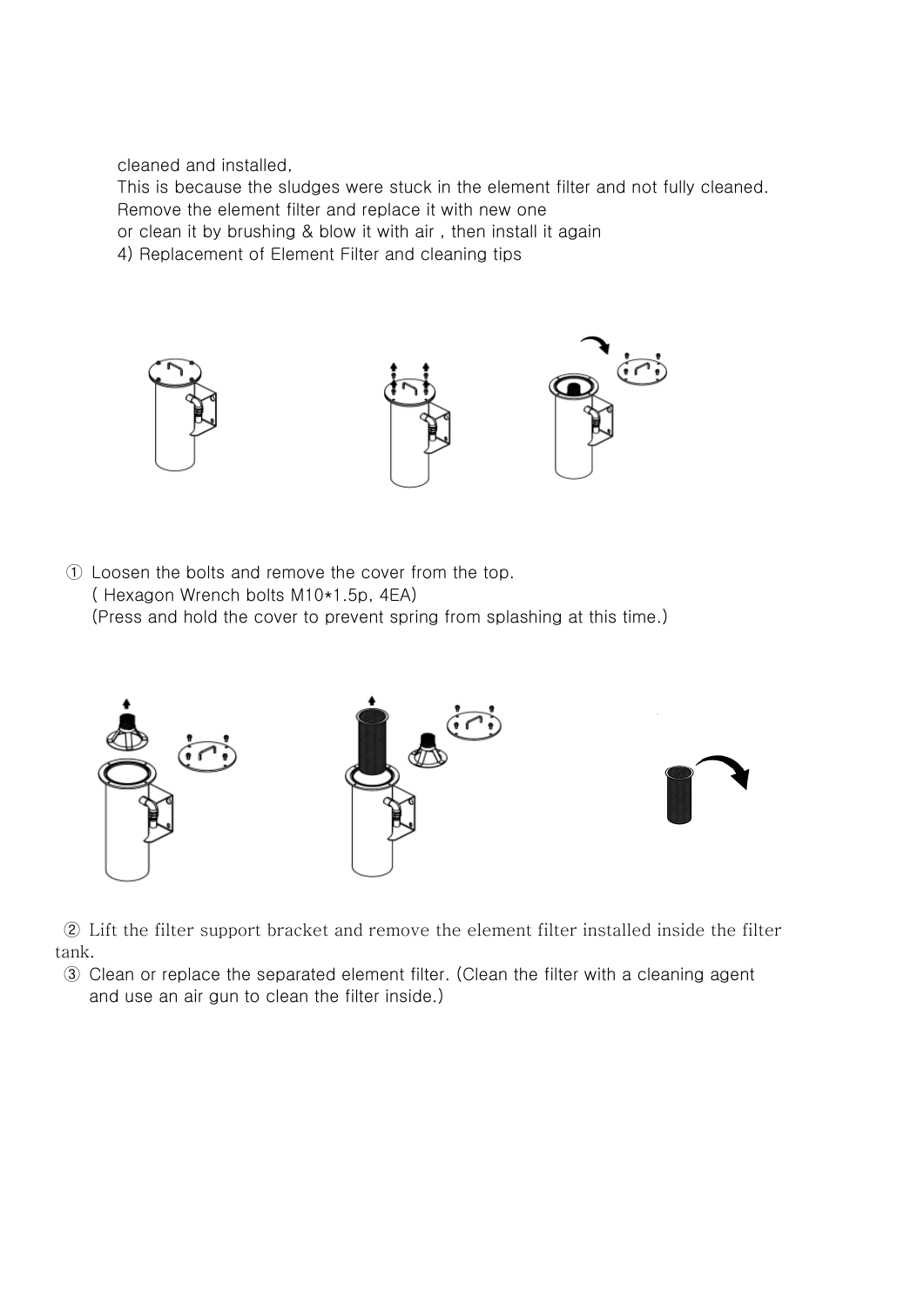cleaned and installed,

This is because the sludges were stuck in the element filter and not fully cleaned.

Remove the element filter and replace it with new one

or clean it by brushing & blow it with air , then install it again

4) Replacement of Element Filter and cleaning tips

① Loosen the bolts and remove the cover from the top.
( Hexagon Wrench bolts M10*1.5p, 4EA)
(Press and hold the cover to prevent spring from splashing at this time.)

② Lift the filter support bracket and remove the element filter installed inside the filter tank.

③ Clean or replace the separated element filter. (Clean the filter with a cleaning agent and use an air gun to clean the filter inside.)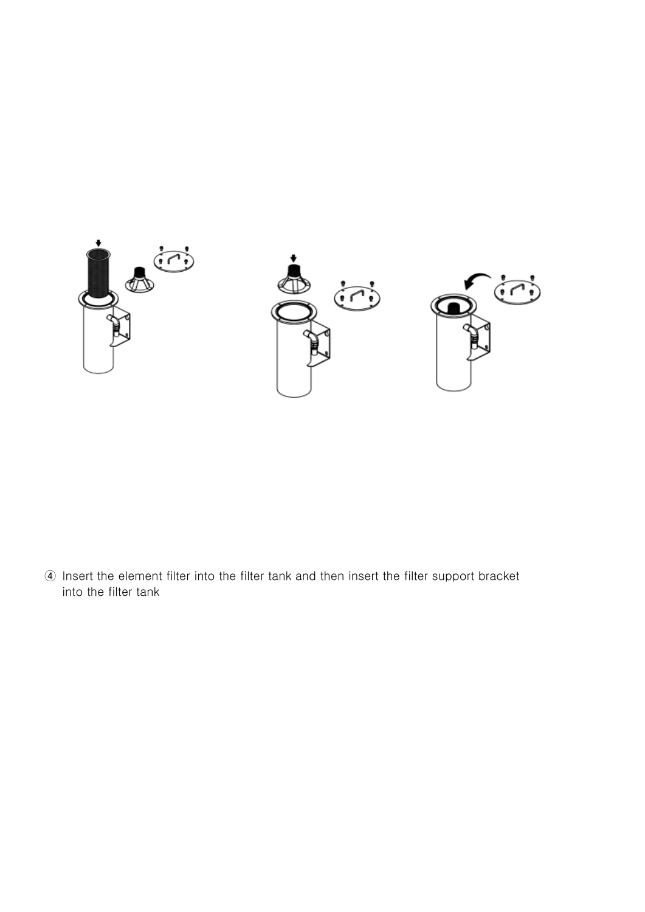④ Insert the element filter into the filter tank and then insert the filter support bracket into the filter tank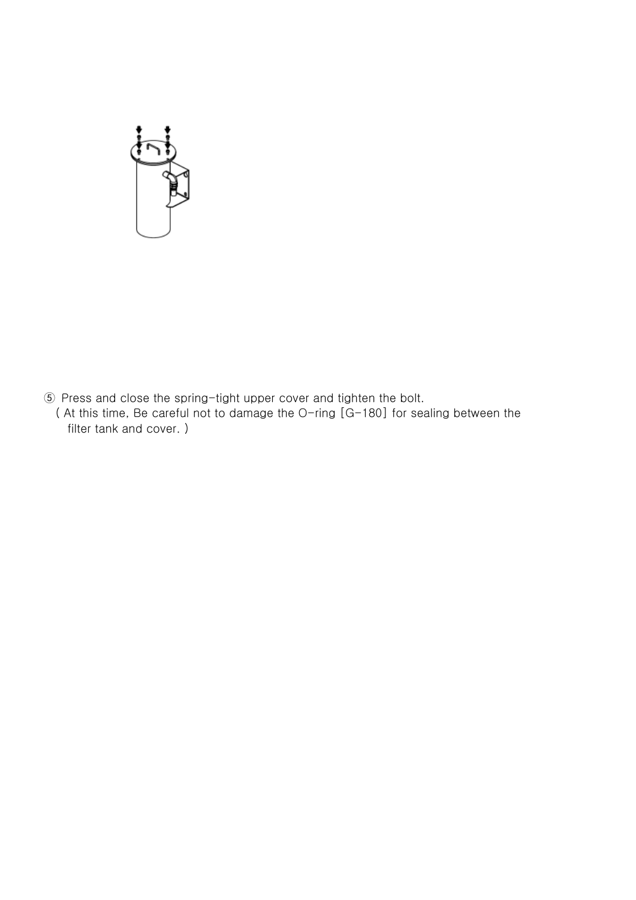⑤ Press and close the spring-tight upper cover and tighten the bolt.
( At this time, Be careful not to damage the O-ring [G-180] for sealing between the filter tank and cover. )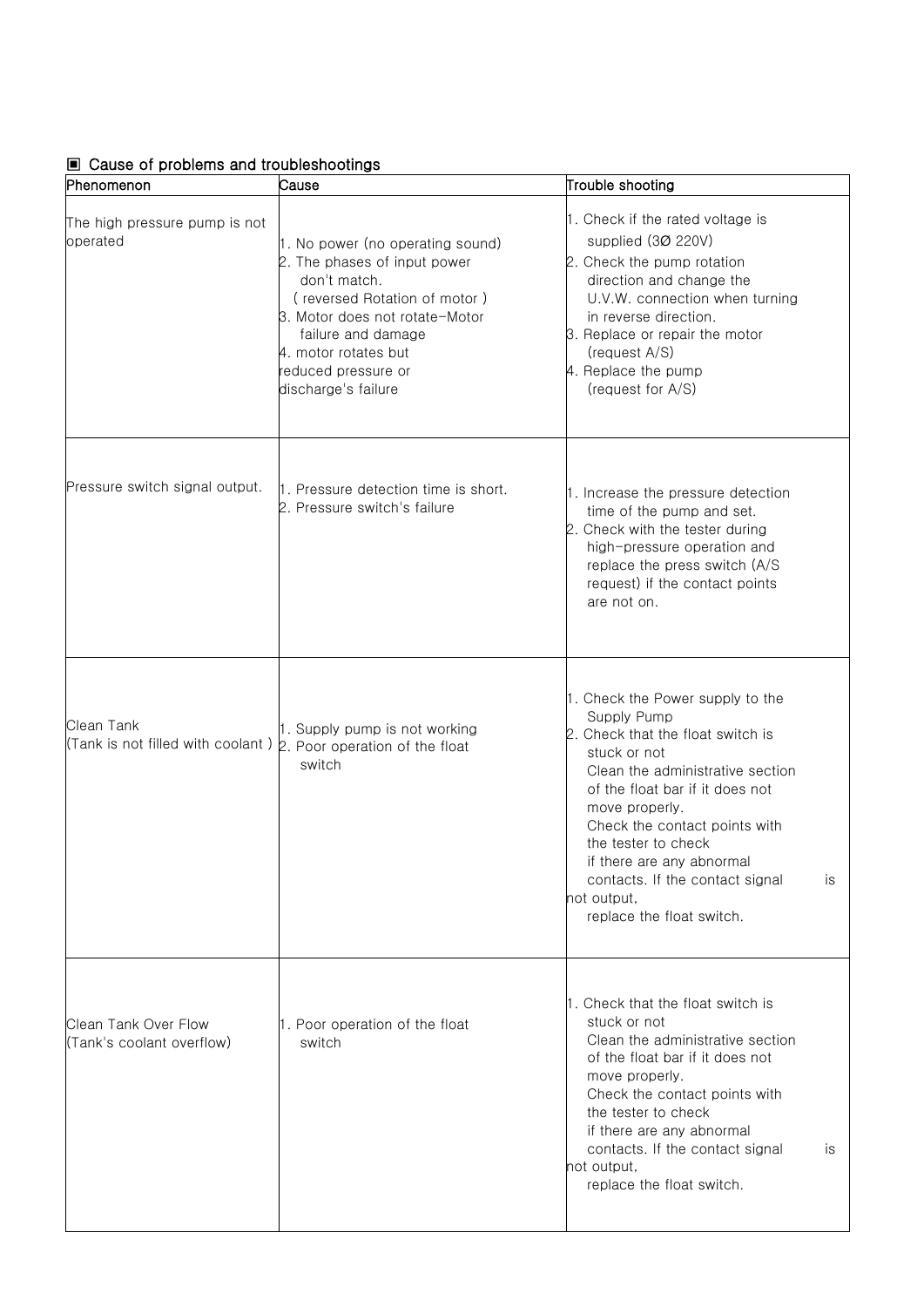## ▣ Cause of problems and troubleshootings

| Phenomenon | Cause | Trouble shooting |
|---|---|---|
| The high pressure pump is not operated | 1. No power (no operating sound)<br>2. The phases of input power don't match. ( reversed Rotation of motor )<br>3. Motor does not rotate-Motor failure and damage<br>4. motor rotates but reduced pressure or discharge's failure | 1. Check if the rated voltage is supplied (3Ø 220V)<br>2. Check the pump rotation direction and change the U.V.W. connection when turning in reverse direction.<br>3. Replace or repair the motor (request A/S)<br>4. Replace the pump (request for A/S) |
| Pressure switch signal output. | 1. Pressure detection time is short.<br>2. Pressure switch's failure | 1. Increase the pressure detection time of the pump and set.<br>2. Check with the tester during high-pressure operation and replace the press switch (A/S request) if the contact points are not on. |
| Clean Tank<br>(Tank is not filled with coolant ) | 1. Supply pump is not working<br>2. Poor operation of the float switch | 1. Check the Power supply to the Supply Pump<br>2. Check that the float switch is stuck or not<br>Clean the administrative section of the float bar if it does not move properly.<br>Check the contact points with the tester to check if there are any abnormal contacts. If the contact signal is not output,<br>replace the float switch. |
| Clean Tank Over Flow<br>(Tank's coolant overflow) | 1. Poor operation of the float switch | 1. Check that the float switch is stuck or not<br>Clean the administrative section of the float bar if it does not move properly.<br>Check the contact points with the tester to check if there are any abnormal contacts. If the contact signal is not output,<br>replace the float switch. |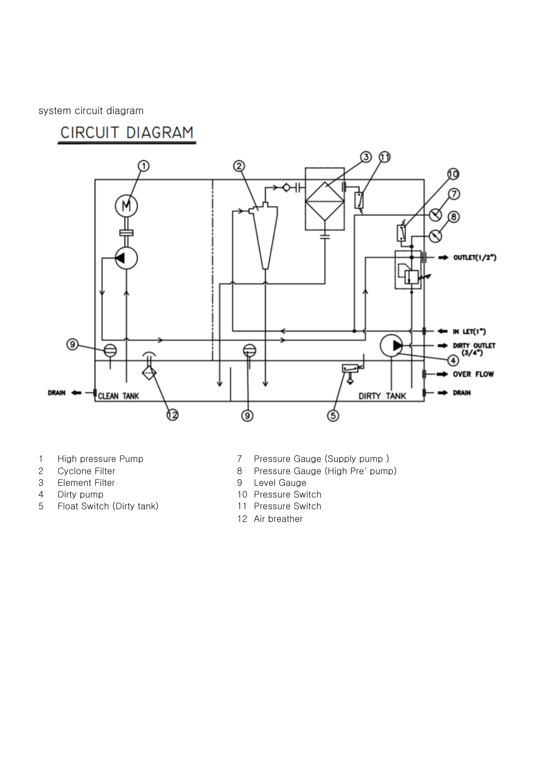system circuit diagram

## CIRCUIT DIAGRAM

OUTLET(1/2")

IN LET(1")

DIRTY OUTLET (3/4")

OVER FLOW

DRAIN

DRAIN

CLEAN TANK

DIRTY TANK

| | | | |
|---|---|---|---|
| 1 | High pressure Pump | 7 | Pressure Gauge (Supply pump ) |
| 2 | Cyclone Filter | 8 | Pressure Gauge (High Pre' pump) |
| 3 | Element Filter | 9 | Level Gauge |
| 4 | Dirty pump | 10 | Pressure Switch |
| 5 | Float Switch (Dirty tank) | 11 | Pressure Switch |
| | | 12 | Air breather |